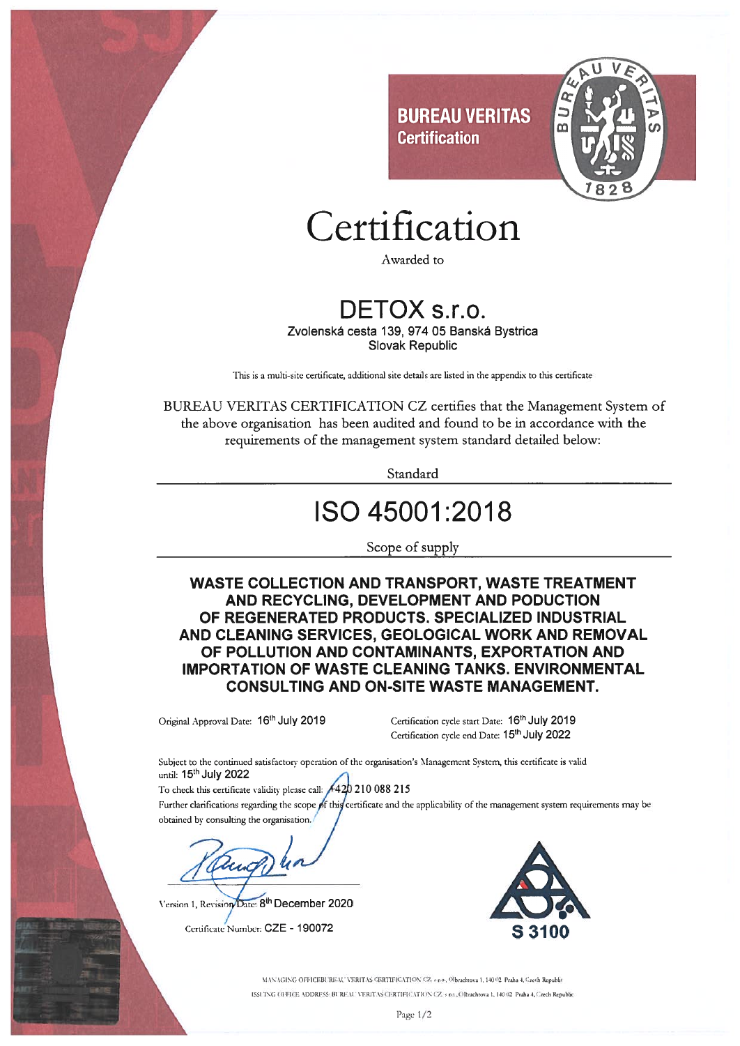**BUREAU VERITAS**
**Certification**

# Certification

Awarded to

## DETOX s.r.o.

Zvolenská cesta 139, 974 05 Banská Bystrica
Slovak Republic

This is a multi-site certificate, additional site details are listed in the appendix to this certificate

BUREAU VERITAS CERTIFICATION CZ certifies that the Management System of the above organisation has been audited and found to be in accordance with the requirements of the management system standard detailed below:

Standard

## ISO 45001:2018

Scope of supply

**WASTE COLLECTION AND TRANSPORT, WASTE TREATMENT AND RECYCLING, DEVELOPMENT AND PODUCTION OF REGENERATED PRODUCTS. SPECIALIZED INDUSTRIAL AND CLEANING SERVICES, GEOLOGICAL WORK AND REMOVAL OF POLLUTION AND CONTAMINANTS, EXPORTATION AND IMPORTATION OF WASTE CLEANING TANKS. ENVIRONMENTAL CONSULTING AND ON-SITE WASTE MANAGEMENT.**

Original Approval Date: 16th July 2019

Certification cycle start Date: 16th July 2019
Certification cycle end Date: 15th July 2022

Subject to the continued satisfactory operation of the organisation's Management System, this certificate is valid until: 15th July 2022

To check this certificate validity please call: +420 210 088 215

Further clarifications regarding the scope of this certificate and the applicability of the management system requirements may be obtained by consulting the organisation.

Version 1, Revision Date: 8th December 2020

Certificate Number: CZE - 190072

S 3100

MANAGING OFFICE: BUREAU VERITAS CERTIFICATION CZ, s.r.o., Olbrachtova 1, 140 02 Praha 4, Czech Republic
ISSUING OFFICE ADDRESS: BUREAU VERITAS CERTIFICATION CZ, s.r.o., Olbrachtova 1, 140 02 Praha 4, Czech Republic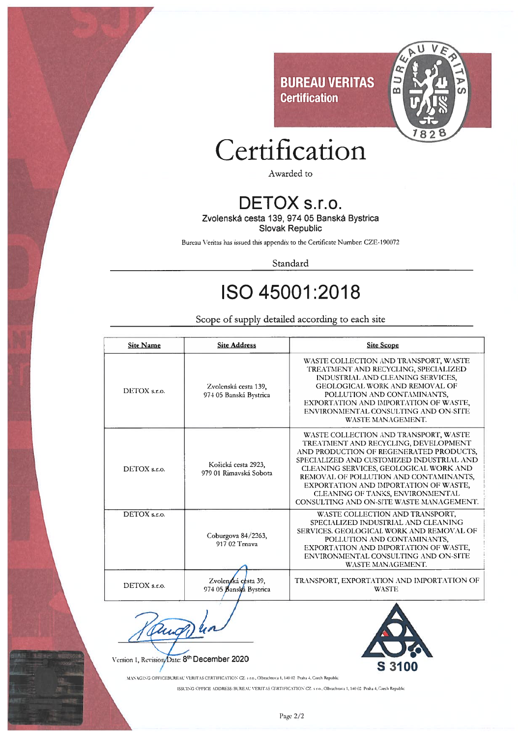BUREAU VERITAS
Certification

# Certification

Awarded to

## DETOX s.r.o.

**Zvolenská cesta 139, 974 05 Banská Bystrica**
**Slovak Republic**

Bureau Veritas has issued this appendix to the Certificate Number: CZE-190072

Standard

# ISO 45001:2018

Scope of supply detailed according to each site

| Site Name | Site Address | Site Scope |
|---|---|---|
| DETOX s.r.o. | Zvolenská cesta 139, 974 05 Banská Bystrica | WASTE COLLECTION AND TRANSPORT, WASTE TREATMENT AND RECYCLING, SPECIALIZED INDUSTRIAL AND CLEANING SERVICES, GEOLOGICAL WORK AND REMOVAL OF POLLUTION AND CONTAMINANTS, EXPORTATION AND IMPORTATION OF WASTE, ENVIRONMENTAL CONSULTING AND ON-SITE WASTE MANAGEMENT. |
| DETOX s.r.o. | Košická cesta 2923, 979 01 Rimavská Sobota | WASTE COLLECTION AND TRANSPORT, WASTE TREATMENT AND RECYCLING, DEVELOPMENT AND PRODUCTION OF REGENERATED PRODUCTS, SPECIALIZED AND CUSTOMIZED INDUSTRIAL AND CLEANING SERVICES, GEOLOGICAL WORK AND REMOVAL OF POLLUTION AND CONTAMINANTS, EXPORTATION AND IMPORTATION OF WASTE, CLEANING OF TANKS, ENVIRONMENTAL CONSULTING AND ON-SITE WASTE MANAGEMENT. |
| DETOX s.r.o. | Coburgova 84/2263, 917 02 Trnava | WASTE COLLECTION AND TRANSPORT, SPECIALIZED INDUSTRIAL AND CLEANING SERVICES. GEOLOGICAL WORK AND REMOVAL OF POLLUTION AND CONTAMINANTS, EXPORTATION AND IMPORTATION OF WASTE, ENVIRONMENTAL CONSULTING AND ON-SITE WASTE MANAGEMENT. |
| DETOX s.r.o. | Zvolenská cesta 39, 974 05 Banská Bystrica | TRANSPORT, EXPORTATION AND IMPORTATION OF WASTE |

Version 1, Revision Date: 8th December 2020

S 3100

MANAGING OFFICE: BUREAU VERITAS CERTIFICATION CZ s.r.o., Olbrachtova 1, 140 02 Praha 4, Czech Republic

ISSUING OFFICE ADDRESS: BUREAU VERITAS CERTIFICATION CZ s.r.o., Olbrachtova 1, 140 02 Praha 4, Czech Republic